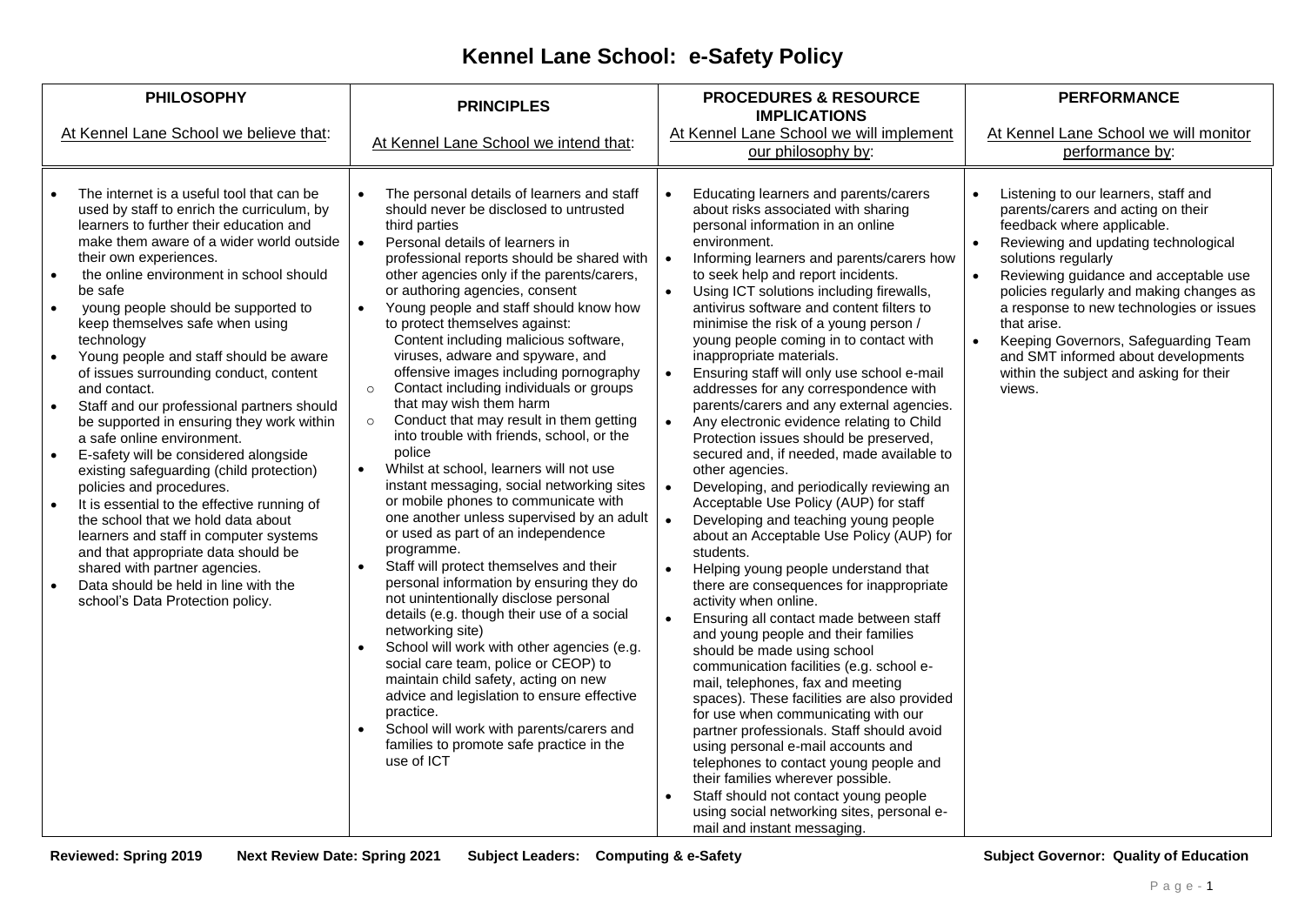# Kennel Lane School: e-Safety Policy

| PHILOSOPHY<br><br>At Kennel Lane School we believe that: | PRINCIPLES<br><br>At Kennel Lane School we intend that: | PROCEDURES & RESOURCE IMPLICATIONS<br><br>At Kennel Lane School we will implement our philosophy by: | PERFORMANCE<br><br>At Kennel Lane School we will monitor performance by: |
|---|---|---|---|
| • The internet is a useful tool that can be used by staff to enrich the curriculum, by learners to further their education and make them aware of a wider world outside their own experiences.<br>• the online environment in school should be safe<br>• young people should be supported to keep themselves safe when using technology<br>• Young people and staff should be aware of issues surrounding conduct, content and contact.<br>• Staff and our professional partners should be supported in ensuring they work within a safe online environment.<br>• E-safety will be considered alongside existing safeguarding (child protection) policies and procedures.<br>• It is essential to the effective running of the school that we hold data about learners and staff in computer systems and that appropriate data should be shared with partner agencies.<br>• Data should be held in line with the school's Data Protection policy. | • The personal details of learners and staff should never be disclosed to untrusted third parties<br>• Personal details of learners in professional reports should be shared with other agencies only if the parents/carers, or authoring agencies, consent<br>• Young people and staff should know how to protect themselves against:<br>Content including malicious software, viruses, adware and spyware, and offensive images including pornography<br>○ Contact including individuals or groups that may wish them harm<br>○ Conduct that may result in them getting into trouble with friends, school, or the police<br>• Whilst at school, learners will not use instant messaging, social networking sites or mobile phones to communicate with one another unless supervised by an adult or used as part of an independence programme.<br>• Staff will protect themselves and their personal information by ensuring they do not unintentionally disclose personal details (e.g. though their use of a social networking site)<br>• School will work with other agencies (e.g. social care team, police or CEOP) to maintain child safety, acting on new advice and legislation to ensure effective practice.<br>• School will work with parents/carers and families to promote safe practice in the use of ICT | • Educating learners and parents/carers about risks associated with sharing personal information in an online environment.<br>• Informing learners and parents/carers how to seek help and report incidents.<br>• Using ICT solutions including firewalls, antivirus software and content filters to minimise the risk of a young person / young people coming in to contact with inappropriate materials.<br>• Ensuring staff will only use school e-mail addresses for any correspondence with parents/carers and any external agencies.<br>• Any electronic evidence relating to Child Protection issues should be preserved, secured and, if needed, made available to other agencies.<br>• Developing, and periodically reviewing an Acceptable Use Policy (AUP) for staff<br>• Developing and teaching young people about an Acceptable Use Policy (AUP) for students.<br>• Helping young people understand that there are consequences for inappropriate activity when online.<br>• Ensuring all contact made between staff and young people and their families should be made using school communication facilities (e.g. school e-mail, telephones, fax and meeting spaces). These facilities are also provided for use when communicating with our partner professionals. Staff should avoid using personal e-mail accounts and telephones to contact young people and their families wherever possible.<br>• Staff should not contact young people using social networking sites, personal e-mail and instant messaging. | • Listening to our learners, staff and parents/carers and acting on their feedback where applicable.<br>• Reviewing and updating technological solutions regularly<br>• Reviewing guidance and acceptable use policies regularly and making changes as a response to new technologies or issues that arise.<br>• Keeping Governors, Safeguarding Team and SMT informed about developments within the subject and asking for their views. |

**Reviewed: Spring 2019** **Next Review Date: Spring 2021** **Subject Leaders: Computing & e-Safety** **Subject Governor: Quality of Education**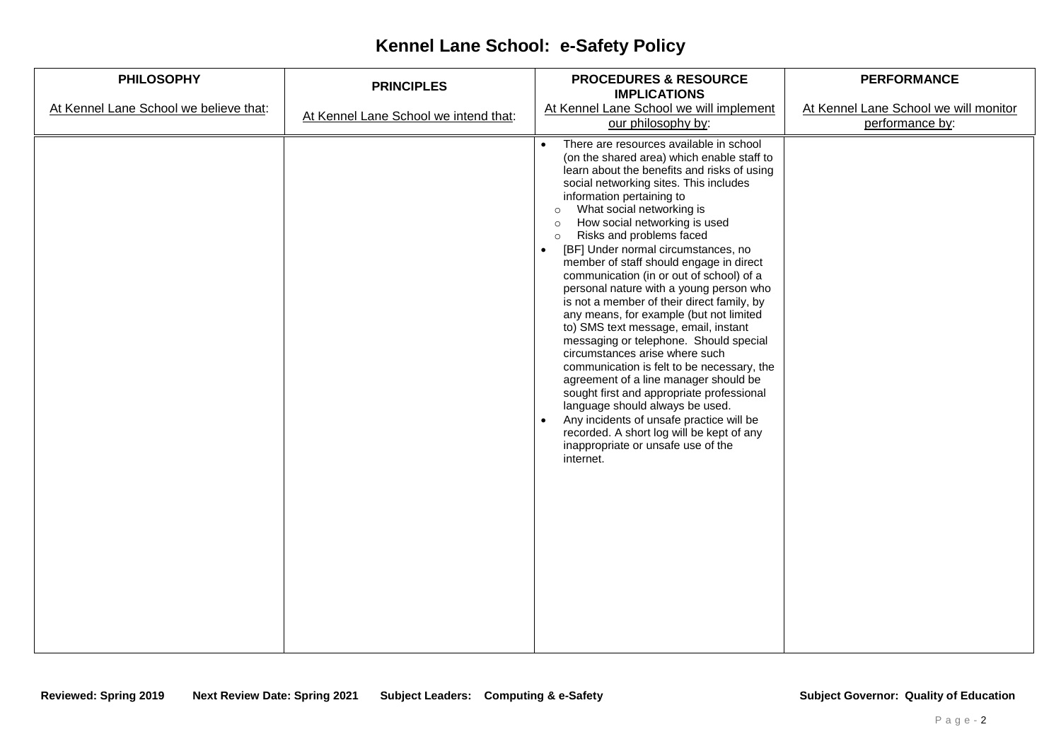# Kennel Lane School: e-Safety Policy

| PHILOSOPHY<br><br>At Kennel Lane School we believe that: | PRINCIPLES<br><br>At Kennel Lane School we intend that: | PROCEDURES & RESOURCE IMPLICATIONS<br>At Kennel Lane School we will implement our philosophy by: | PERFORMANCE<br><br>At Kennel Lane School we will monitor performance by: |
|---|---|---|---|
| | | • There are resources available in school (on the shared area) which enable staff to learn about the benefits and risks of using social networking sites. This includes information pertaining to<br>  ○ What social networking is<br>  ○ How social networking is used<br>  ○ Risks and problems faced<br>• [BF] Under normal circumstances, no member of staff should engage in direct communication (in or out of school) of a personal nature with a young person who is not a member of their direct family, by any means, for example (but not limited to) SMS text message, email, instant messaging or telephone. Should special circumstances arise where such communication is felt to be necessary, the agreement of a line manager should be sought first and appropriate professional language should always be used.<br>• Any incidents of unsafe practice will be recorded. A short log will be kept of any inappropriate or unsafe use of the internet. | |

**Reviewed: Spring 2019** **Next Review Date: Spring 2021** **Subject Leaders: Computing & e-Safety** **Subject Governor: Quality of Education**